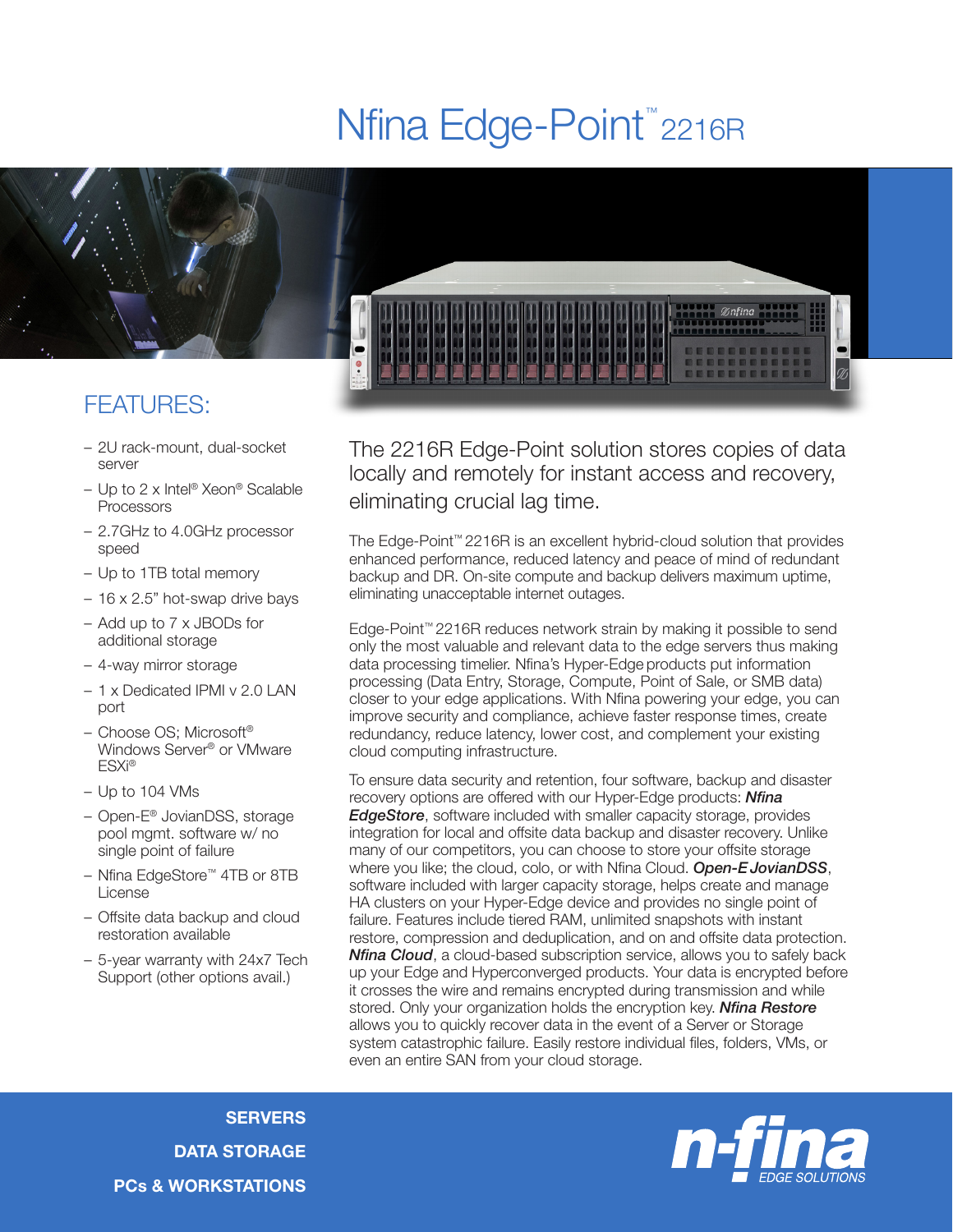# Nfina Edge-Point™ 2216R

## FEATURES:

- 2U rack-mount, dual-socket server
- Up to 2 x Intel® Xeon® Scalable Processors
- 2.7GHz to 4.0GHz processor speed
- Up to 1TB total memory
- 16 x 2.5" hot-swap drive bays
- Add up to 7 x JBODs for additional storage
- 4-way mirror storage
- 1 x Dedicated IPMI v 2.0 LAN port
- Choose OS; Microsoft® Windows Server® or VMware ESXi®
- Up to 104 VMs
- Open-E® JovianDSS, storage pool mgmt. software w/ no single point of failure
- Nfina EdgeStore™ 4TB or 8TB License
- Offsite data backup and cloud restoration available
- 5-year warranty with 24x7 Tech Support (other options avail.)

## The 2216R Edge-Point solution stores copies of data locally and remotely for instant access and recovery, eliminating crucial lag time.

The Edge-Point™ 2216R is an excellent hybrid-cloud solution that provides enhanced performance, reduced latency and peace of mind of redundant backup and DR. On-site compute and backup delivers maximum uptime, eliminating unacceptable internet outages.

Edge-Point™ 2216R reduces network strain by making it possible to send only the most valuable and relevant data to the edge servers thus making data processing timelier. Nfina's Hyper-Edge products put information processing (Data Entry, Storage, Compute, Point of Sale, or SMB data) closer to your edge applications. With Nfina powering your edge, you can improve security and compliance, achieve faster response times, create redundancy, reduce latency, lower cost, and complement your existing cloud computing infrastructure.

To ensure data security and retention, four software, backup and disaster recovery options are offered with our Hyper-Edge products: ***Nfina EdgeStore***, software included with smaller capacity storage, provides integration for local and offsite data backup and disaster recovery. Unlike many of our competitors, you can choose to store your offsite storage where you like; the cloud, colo, or with Nfina Cloud. ***Open-E JovianDSS***, software included with larger capacity storage, helps create and manage HA clusters on your Hyper-Edge device and provides no single point of failure. Features include tiered RAM, unlimited snapshots with instant restore, compression and deduplication, and on and offsite data protection. ***Nfina Cloud***, a cloud-based subscription service, allows you to safely back up your Edge and Hyperconverged products. Your data is encrypted before it crosses the wire and remains encrypted during transmission and while stored. Only your organization holds the encryption key. ***Nfina Restore*** allows you to quickly recover data in the event of a Server or Storage system catastrophic failure. Easily restore individual files, folders, VMs, or even an entire SAN from your cloud storage.

**SERVERS**
**DATA STORAGE**
**PCs & WORKSTATIONS**

n-fina EDGE SOLUTIONS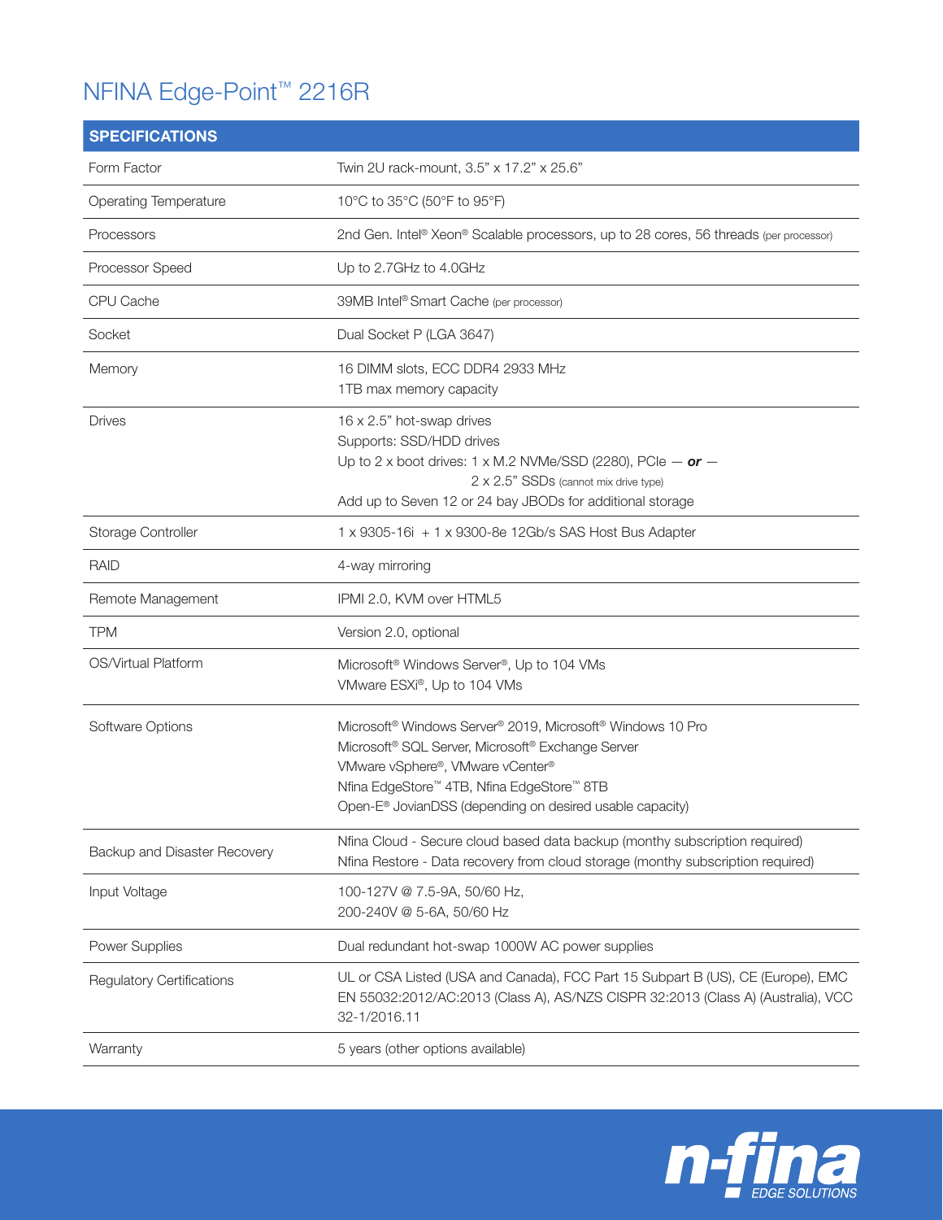# NFINA Edge-Point™ 2216R

| SPECIFICATIONS | |
|---|---|
| Form Factor | Twin 2U rack-mount, 3.5" x 17.2" x 25.6" |
| Operating Temperature | 10°C to 35°C (50°F to 95°F) |
| Processors | 2nd Gen. Intel® Xeon® Scalable processors, up to 28 cores, 56 threads (per processor) |
| Processor Speed | Up to 2.7GHz to 4.0GHz |
| CPU Cache | 39MB Intel® Smart Cache (per processor) |
| Socket | Dual Socket P (LGA 3647) |
| Memory | 16 DIMM slots, ECC DDR4 2933 MHz<br>1TB max memory capacity |
| Drives | 16 x 2.5" hot-swap drives<br>Supports: SSD/HDD drives<br>Up to 2 x boot drives: 1 x M.2 NVMe/SSD (2280), PCIe — ***or*** —<br>2 x 2.5" SSDs (cannot mix drive type)<br>Add up to Seven 12 or 24 bay JBODs for additional storage |
| Storage Controller | 1 x 9305-16i + 1 x 9300-8e 12Gb/s SAS Host Bus Adapter |
| RAID | 4-way mirroring |
| Remote Management | IPMI 2.0, KVM over HTML5 |
| TPM | Version 2.0, optional |
| OS/Virtual Platform | Microsoft® Windows Server®, Up to 104 VMs<br>VMware ESXi®, Up to 104 VMs |
| Software Options | Microsoft® Windows Server® 2019, Microsoft® Windows 10 Pro<br>Microsoft® SQL Server, Microsoft® Exchange Server<br>VMware vSphere®, VMware vCenter®<br>Nfina EdgeStore™ 4TB, Nfina EdgeStore™ 8TB<br>Open-E® JovianDSS (depending on desired usable capacity) |
| Backup and Disaster Recovery | Nfina Cloud - Secure cloud based data backup (monthy subscription required)<br>Nfina Restore - Data recovery from cloud storage (monthy subscription required) |
| Input Voltage | 100-127V @ 7.5-9A, 50/60 Hz,<br>200-240V @ 5-6A, 50/60 Hz |
| Power Supplies | Dual redundant hot-swap 1000W AC power supplies |
| Regulatory Certifications | UL or CSA Listed (USA and Canada), FCC Part 15 Subpart B (US), CE (Europe), EMC EN 55032:2012/AC:2013 (Class A), AS/NZS CISPR 32:2013 (Class A) (Australia), VCC 32-1/2016.11 |
| Warranty | 5 years (other options available) |

n-fina EDGE SOLUTIONS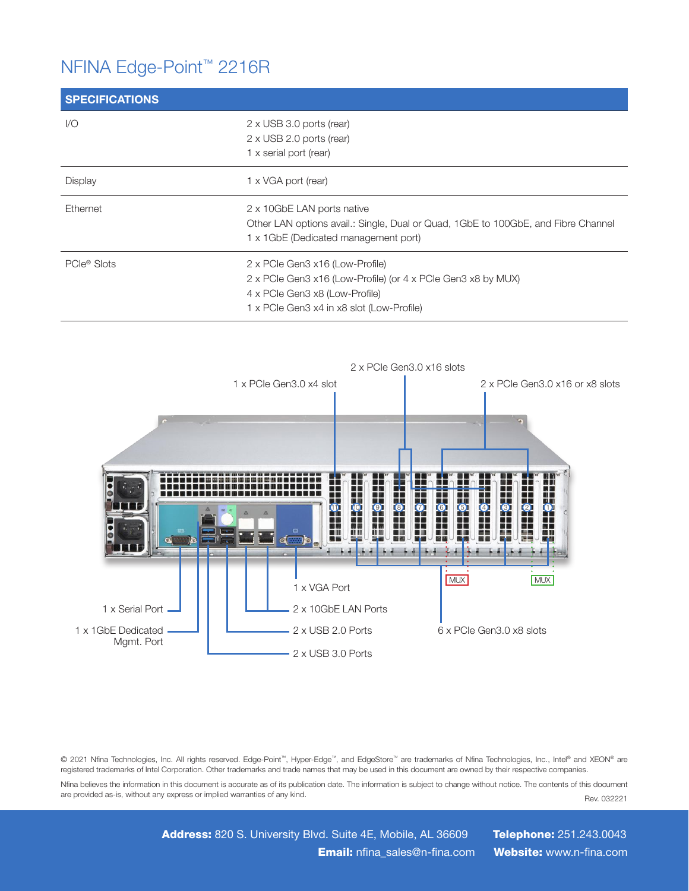# NFINA Edge-Point™ 2216R

| SPECIFICATIONS | |
|---|---|
| I/O | 2 x USB 3.0 ports (rear)<br>2 x USB 2.0 ports (rear)<br>1 x serial port (rear) |
| Display | 1 x VGA port (rear) |
| Ethernet | 2 x 10GbE LAN ports native<br>Other LAN options avail.: Single, Dual or Quad, 1GbE to 100GbE, and Fibre Channel<br>1 x 1GbE (Dedicated management port) |
| PCIe® Slots | 2 x PCIe Gen3 x16 (Low-Profile)<br>2 x PCIe Gen3 x16 (Low-Profile) (or 4 x PCIe Gen3 x8 by MUX)<br>4 x PCIe Gen3 x8 (Low-Profile)<br>1 x PCIe Gen3 x4 in x8 slot (Low-Profile) |

2 x PCIe Gen3.0 x16 slots
1 x PCIe Gen3.0 x4 slot
2 x PCIe Gen3.0 x16 or x8 slots
MUX
MUX
1 x VGA Port
1 x Serial Port
2 x 10GbE LAN Ports
1 x 1GbE Dedicated Mgmt. Port
2 x USB 2.0 Ports
6 x PCIe Gen3.0 x8 slots
2 x USB 3.0 Ports

© 2021 Nfina Technologies, Inc. All rights reserved. Edge-Point™, Hyper-Edge™, and EdgeStore™ are trademarks of Nfina Technologies, Inc., Intel® and XEON® are registered trademarks of Intel Corporation. Other trademarks and trade names that may be used in this document are owned by their respective companies.

Nfina believes the information in this document is accurate as of its publication date. The information is subject to change without notice. The contents of this document are provided as-is, without any express or implied warranties of any kind.

Rev. 032221

**Address:** 820 S. University Blvd. Suite 4E, Mobile, AL 36609 **Telephone:** 251.243.0043
**Email:** nfina_sales@n-fina.com **Website:** www.n-fina.com